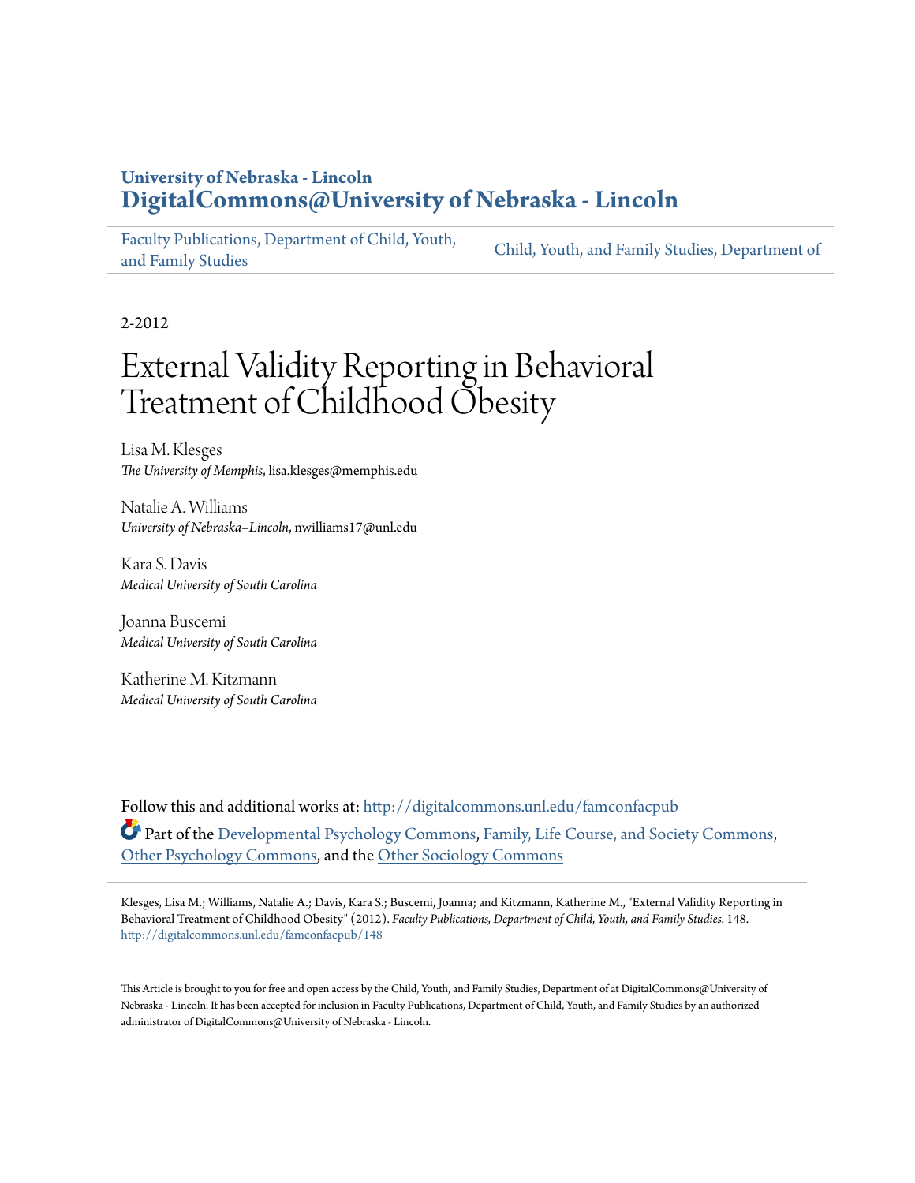**University of Nebraska - Lincoln**
**DigitalCommons@University of Nebraska - Lincoln**

Faculty Publications, Department of Child, Youth, and Family Studies | Child, Youth, and Family Studies, Department of

2-2012

# External Validity Reporting in Behavioral Treatment of Childhood Obesity

Lisa M. Klesges
*The University of Memphis*, lisa.klesges@memphis.edu

Natalie A. Williams
*University of Nebraska–Lincoln*, nwilliams17@unl.edu

Kara S. Davis
*Medical University of South Carolina*

Joanna Buscemi
*Medical University of South Carolina*

Katherine M. Kitzmann
*Medical University of South Carolina*

Follow this and additional works at: http://digitalcommons.unl.edu/famconfacpub

Part of the Developmental Psychology Commons, Family, Life Course, and Society Commons, Other Psychology Commons, and the Other Sociology Commons

Klesges, Lisa M.; Williams, Natalie A.; Davis, Kara S.; Buscemi, Joanna; and Kitzmann, Katherine M., "External Validity Reporting in Behavioral Treatment of Childhood Obesity" (2012). *Faculty Publications, Department of Child, Youth, and Family Studies*. 148.
http://digitalcommons.unl.edu/famconfacpub/148

This Article is brought to you for free and open access by the Child, Youth, and Family Studies, Department of at DigitalCommons@University of Nebraska - Lincoln. It has been accepted for inclusion in Faculty Publications, Department of Child, Youth, and Family Studies by an authorized administrator of DigitalCommons@University of Nebraska - Lincoln.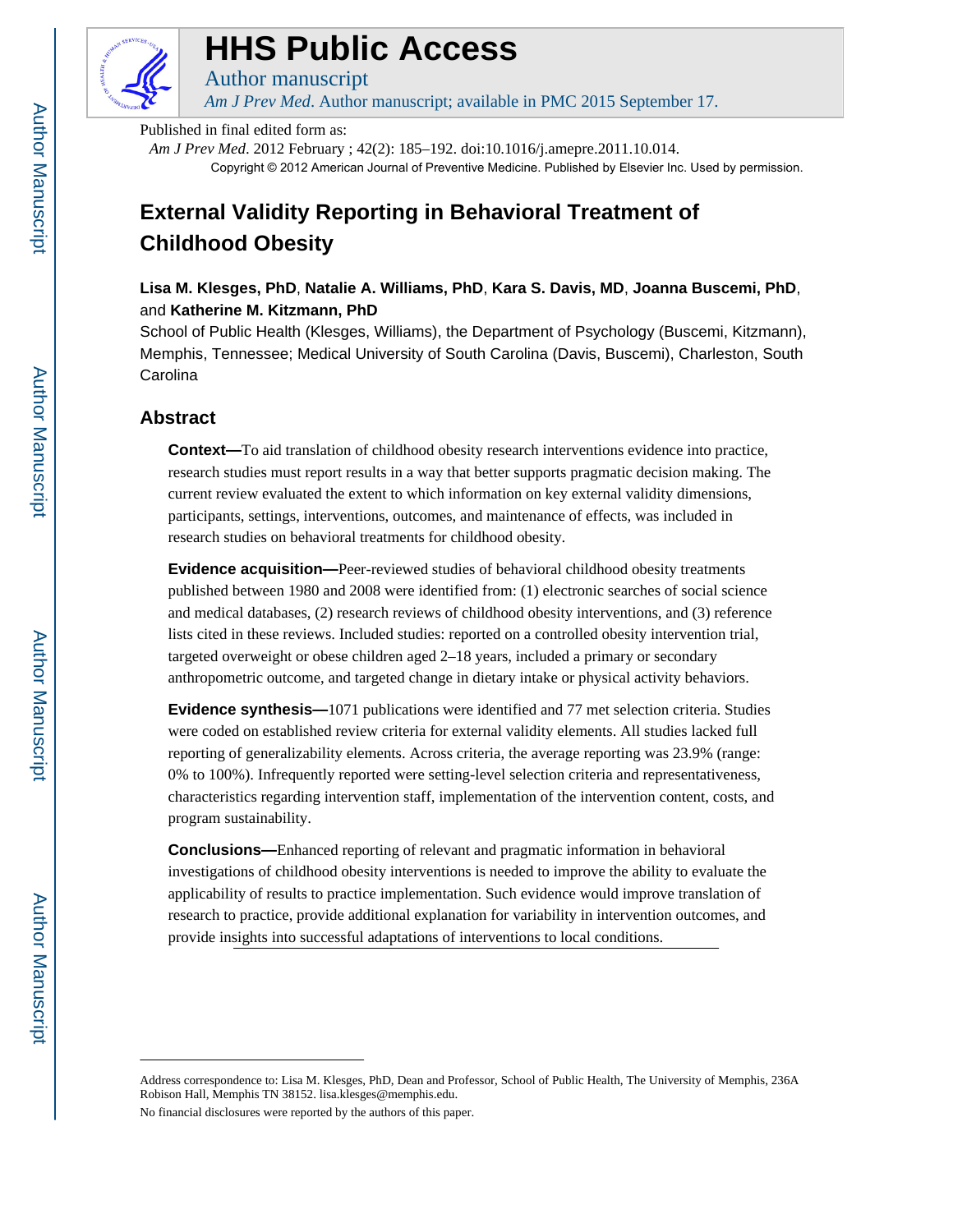# External Validity Reporting in Behavioral Treatment of Childhood Obesity

**Lisa M. Klesges, PhD**, **Natalie A. Williams, PhD**, **Kara S. Davis, MD**, **Joanna Buscemi, PhD**, and **Katherine M. Kitzmann, PhD**

School of Public Health (Klesges, Williams), the Department of Psychology (Buscemi, Kitzmann), Memphis, Tennessee; Medical University of South Carolina (Davis, Buscemi), Charleston, South Carolina

Published in final edited form as: *Am J Prev Med*. 2012 February ; 42(2): 185–192. doi:10.1016/j.amepre.2011.10.014.

Copyright © 2012 American Journal of Preventive Medicine. Published by Elsevier Inc. Used by permission.

## Abstract

**Context—**To aid translation of childhood obesity research interventions evidence into practice, research studies must report results in a way that better supports pragmatic decision making. The current review evaluated the extent to which information on key external validity dimensions, participants, settings, interventions, outcomes, and maintenance of effects, was included in research studies on behavioral treatments for childhood obesity.

**Evidence acquisition—**Peer-reviewed studies of behavioral childhood obesity treatments published between 1980 and 2008 were identified from: (1) electronic searches of social science and medical databases, (2) research reviews of childhood obesity interventions, and (3) reference lists cited in these reviews. Included studies: reported on a controlled obesity intervention trial, targeted overweight or obese children aged 2–18 years, included a primary or secondary anthropometric outcome, and targeted change in dietary intake or physical activity behaviors.

**Evidence synthesis—**1071 publications were identified and 77 met selection criteria. Studies were coded on established review criteria for external validity elements. All studies lacked full reporting of generalizability elements. Across criteria, the average reporting was 23.9% (range: 0% to 100%). Infrequently reported were setting-level selection criteria and representativeness, characteristics regarding intervention staff, implementation of the intervention content, costs, and program sustainability.

**Conclusions—**Enhanced reporting of relevant and pragmatic information in behavioral investigations of childhood obesity interventions is needed to improve the ability to evaluate the applicability of results to practice implementation. Such evidence would improve translation of research to practice, provide additional explanation for variability in intervention outcomes, and provide insights into successful adaptations of interventions to local conditions.

---

Address correspondence to: Lisa M. Klesges, PhD, Dean and Professor, School of Public Health, The University of Memphis, 236A Robison Hall, Memphis TN 38152. lisa.klesges@memphis.edu.

No financial disclosures were reported by the authors of this paper.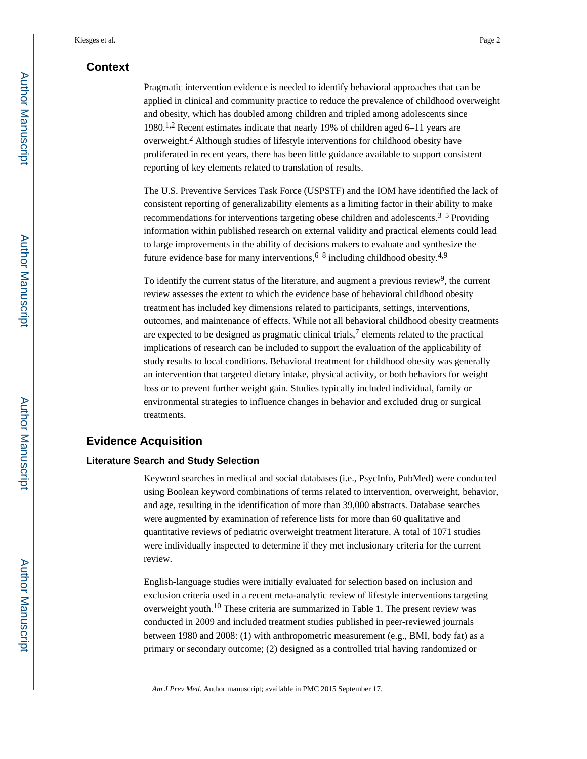## Context

Pragmatic intervention evidence is needed to identify behavioral approaches that can be applied in clinical and community practice to reduce the prevalence of childhood overweight and obesity, which has doubled among children and tripled among adolescents since 1980.[1,2] Recent estimates indicate that nearly 19% of children aged 6–11 years are overweight.[2] Although studies of lifestyle interventions for childhood obesity have proliferated in recent years, there has been little guidance available to support consistent reporting of key elements related to translation of results.

The U.S. Preventive Services Task Force (USPSTF) and the IOM have identified the lack of consistent reporting of generalizability elements as a limiting factor in their ability to make recommendations for interventions targeting obese children and adolescents.[3–5] Providing information within published research on external validity and practical elements could lead to large improvements in the ability of decisions makers to evaluate and synthesize the future evidence base for many interventions,[6–8] including childhood obesity.[4,9]

To identify the current status of the literature, and augment a previous review[9], the current review assesses the extent to which the evidence base of behavioral childhood obesity treatment has included key dimensions related to participants, settings, interventions, outcomes, and maintenance of effects. While not all behavioral childhood obesity treatments are expected to be designed as pragmatic clinical trials,[7] elements related to the practical implications of research can be included to support the evaluation of the applicability of study results to local conditions. Behavioral treatment for childhood obesity was generally an intervention that targeted dietary intake, physical activity, or both behaviors for weight loss or to prevent further weight gain. Studies typically included individual, family or environmental strategies to influence changes in behavior and excluded drug or surgical treatments.

## Evidence Acquisition

### Literature Search and Study Selection

Keyword searches in medical and social databases (i.e., PsycInfo, PubMed) were conducted using Boolean keyword combinations of terms related to intervention, overweight, behavior, and age, resulting in the identification of more than 39,000 abstracts. Database searches were augmented by examination of reference lists for more than 60 qualitative and quantitative reviews of pediatric overweight treatment literature. A total of 1071 studies were individually inspected to determine if they met inclusionary criteria for the current review.

English-language studies were initially evaluated for selection based on inclusion and exclusion criteria used in a recent meta-analytic review of lifestyle interventions targeting overweight youth.[10] These criteria are summarized in Table 1. The present review was conducted in 2009 and included treatment studies published in peer-reviewed journals between 1980 and 2008: (1) with anthropometric measurement (e.g., BMI, body fat) as a primary or secondary outcome; (2) designed as a controlled trial having randomized or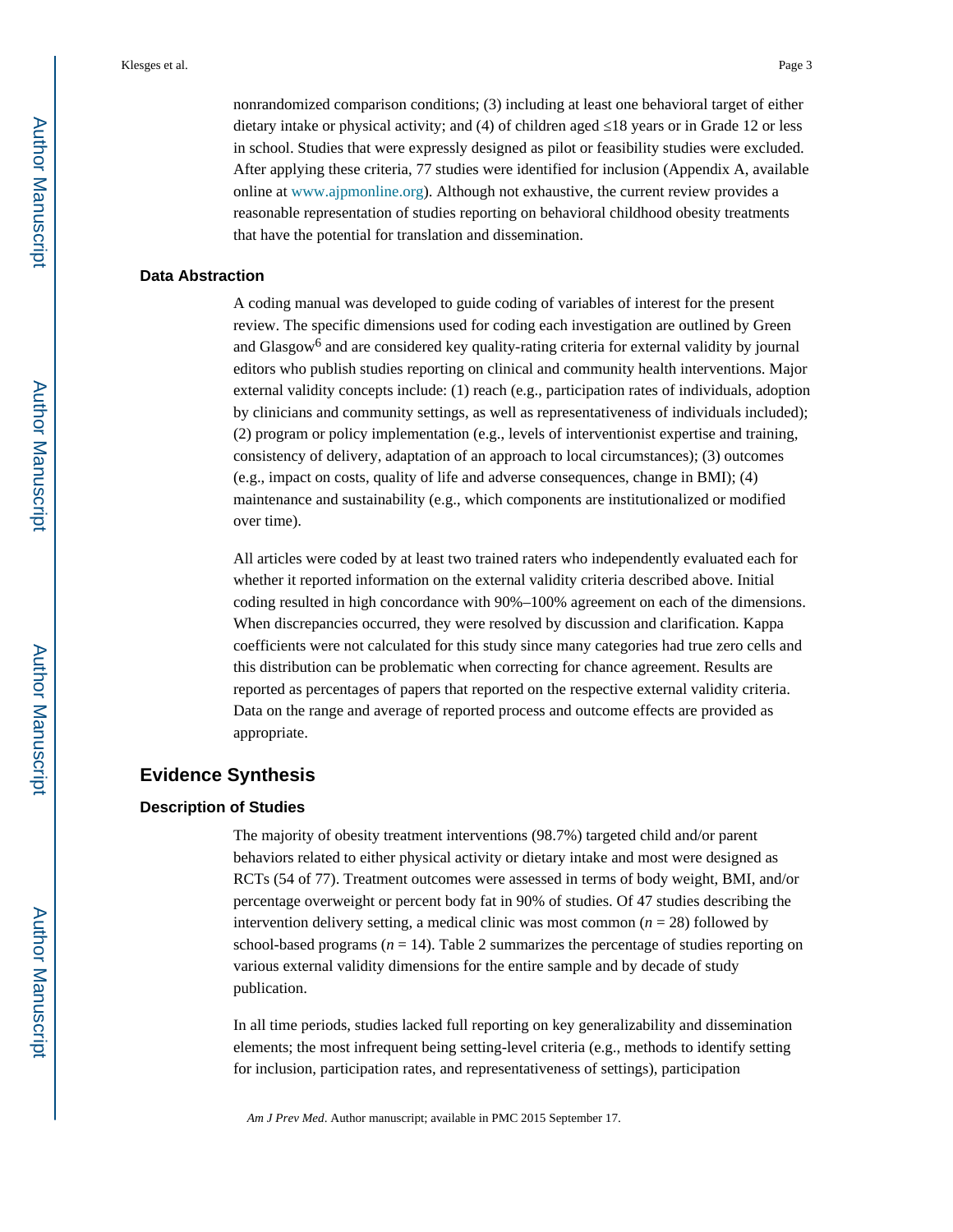nonrandomized comparison conditions; (3) including at least one behavioral target of either dietary intake or physical activity; and (4) of children aged ≤18 years or in Grade 12 or less in school. Studies that were expressly designed as pilot or feasibility studies were excluded. After applying these criteria, 77 studies were identified for inclusion (Appendix A, available online at www.ajpmonline.org). Although not exhaustive, the current review provides a reasonable representation of studies reporting on behavioral childhood obesity treatments that have the potential for translation and dissemination.

### Data Abstraction

A coding manual was developed to guide coding of variables of interest for the present review. The specific dimensions used for coding each investigation are outlined by Green and Glasgow[6] and are considered key quality-rating criteria for external validity by journal editors who publish studies reporting on clinical and community health interventions. Major external validity concepts include: (1) reach (e.g., participation rates of individuals, adoption by clinicians and community settings, as well as representativeness of individuals included); (2) program or policy implementation (e.g., levels of interventionist expertise and training, consistency of delivery, adaptation of an approach to local circumstances); (3) outcomes (e.g., impact on costs, quality of life and adverse consequences, change in BMI); (4) maintenance and sustainability (e.g., which components are institutionalized or modified over time).

All articles were coded by at least two trained raters who independently evaluated each for whether it reported information on the external validity criteria described above. Initial coding resulted in high concordance with 90%–100% agreement on each of the dimensions. When discrepancies occurred, they were resolved by discussion and clarification. Kappa coefficients were not calculated for this study since many categories had true zero cells and this distribution can be problematic when correcting for chance agreement. Results are reported as percentages of papers that reported on the respective external validity criteria. Data on the range and average of reported process and outcome effects are provided as appropriate.

## Evidence Synthesis

### Description of Studies

The majority of obesity treatment interventions (98.7%) targeted child and/or parent behaviors related to either physical activity or dietary intake and most were designed as RCTs (54 of 77). Treatment outcomes were assessed in terms of body weight, BMI, and/or percentage overweight or percent body fat in 90% of studies. Of 47 studies describing the intervention delivery setting, a medical clinic was most common ($n = 28$) followed by school-based programs ($n = 14$). Table 2 summarizes the percentage of studies reporting on various external validity dimensions for the entire sample and by decade of study publication.

In all time periods, studies lacked full reporting on key generalizability and dissemination elements; the most infrequent being setting-level criteria (e.g., methods to identify setting for inclusion, participation rates, and representativeness of settings), participation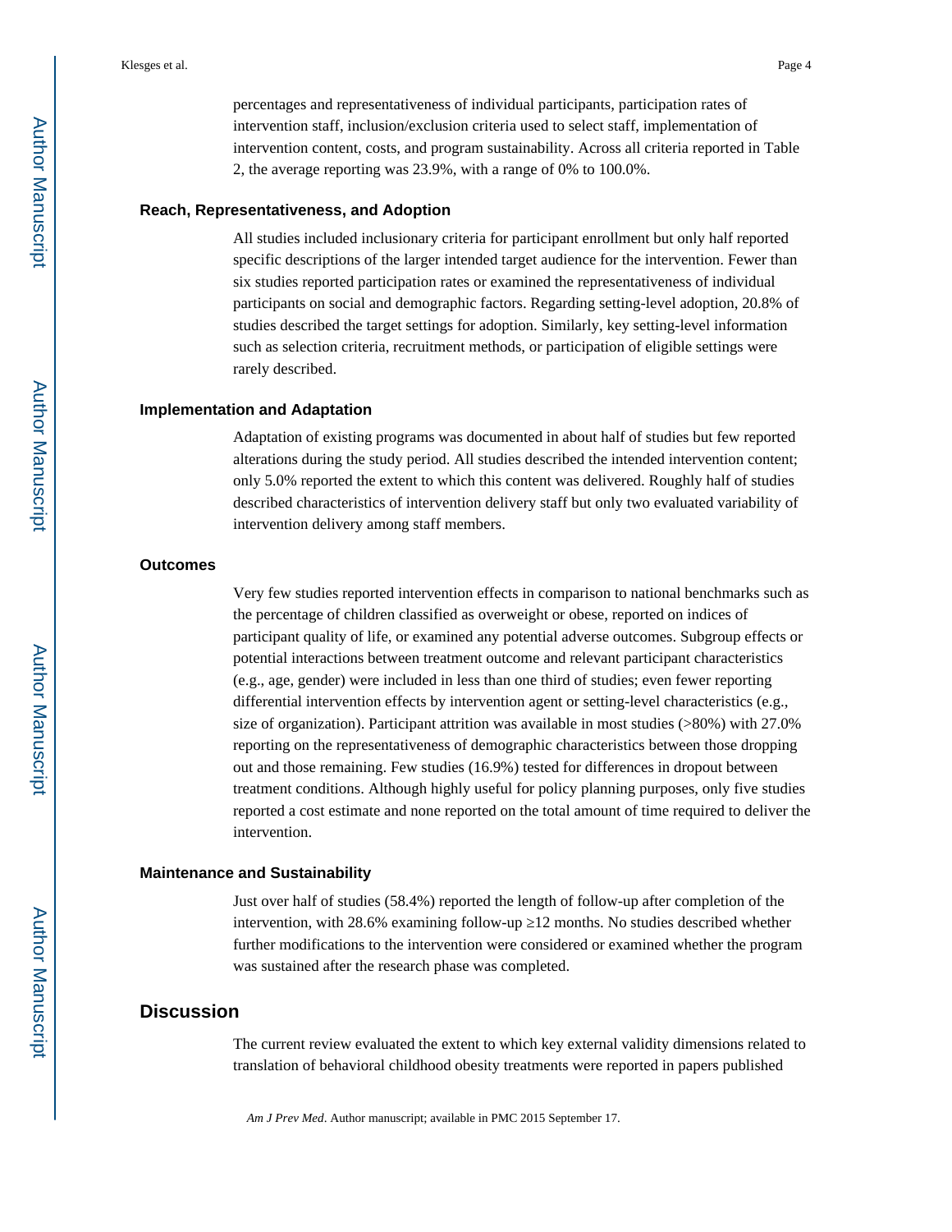percentages and representativeness of individual participants, participation rates of intervention staff, inclusion/exclusion criteria used to select staff, implementation of intervention content, costs, and program sustainability. Across all criteria reported in Table 2, the average reporting was 23.9%, with a range of 0% to 100.0%.

### Reach, Representativeness, and Adoption

All studies included inclusionary criteria for participant enrollment but only half reported specific descriptions of the larger intended target audience for the intervention. Fewer than six studies reported participation rates or examined the representativeness of individual participants on social and demographic factors. Regarding setting-level adoption, 20.8% of studies described the target settings for adoption. Similarly, key setting-level information such as selection criteria, recruitment methods, or participation of eligible settings were rarely described.

### Implementation and Adaptation

Adaptation of existing programs was documented in about half of studies but few reported alterations during the study period. All studies described the intended intervention content; only 5.0% reported the extent to which this content was delivered. Roughly half of studies described characteristics of intervention delivery staff but only two evaluated variability of intervention delivery among staff members.

### Outcomes

Very few studies reported intervention effects in comparison to national benchmarks such as the percentage of children classified as overweight or obese, reported on indices of participant quality of life, or examined any potential adverse outcomes. Subgroup effects or potential interactions between treatment outcome and relevant participant characteristics (e.g., age, gender) were included in less than one third of studies; even fewer reporting differential intervention effects by intervention agent or setting-level characteristics (e.g., size of organization). Participant attrition was available in most studies (>80%) with 27.0% reporting on the representativeness of demographic characteristics between those dropping out and those remaining. Few studies (16.9%) tested for differences in dropout between treatment conditions. Although highly useful for policy planning purposes, only five studies reported a cost estimate and none reported on the total amount of time required to deliver the intervention.

### Maintenance and Sustainability

Just over half of studies (58.4%) reported the length of follow-up after completion of the intervention, with 28.6% examining follow-up ≥12 months. No studies described whether further modifications to the intervention were considered or examined whether the program was sustained after the research phase was completed.

## Discussion

The current review evaluated the extent to which key external validity dimensions related to translation of behavioral childhood obesity treatments were reported in papers published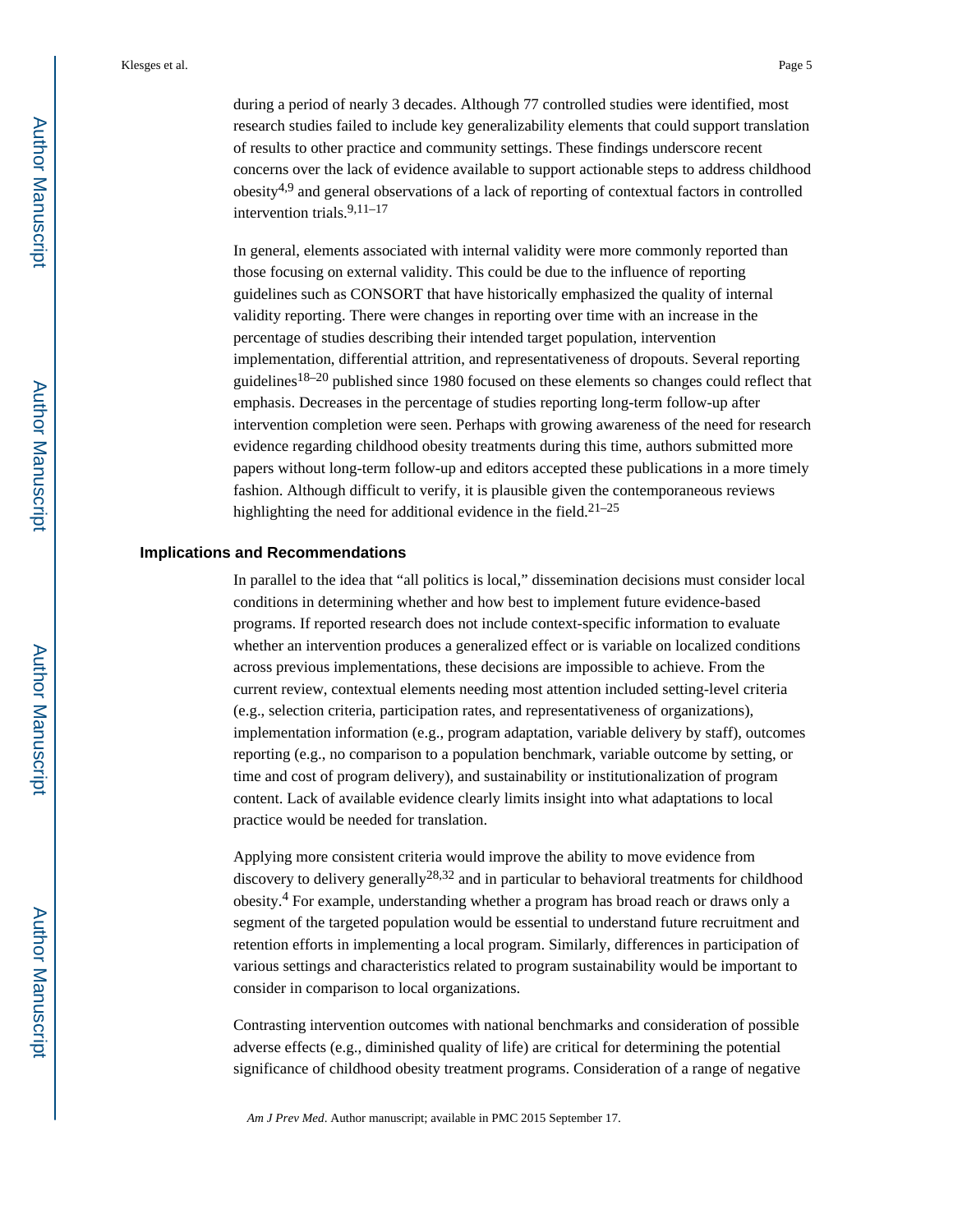during a period of nearly 3 decades. Although 77 controlled studies were identified, most research studies failed to include key generalizability elements that could support translation of results to other practice and community settings. These findings underscore recent concerns over the lack of evidence available to support actionable steps to address childhood obesity[4,9] and general observations of a lack of reporting of contextual factors in controlled intervention trials.[9,11–17]

In general, elements associated with internal validity were more commonly reported than those focusing on external validity. This could be due to the influence of reporting guidelines such as CONSORT that have historically emphasized the quality of internal validity reporting. There were changes in reporting over time with an increase in the percentage of studies describing their intended target population, intervention implementation, differential attrition, and representativeness of dropouts. Several reporting guidelines[18–20] published since 1980 focused on these elements so changes could reflect that emphasis. Decreases in the percentage of studies reporting long-term follow-up after intervention completion were seen. Perhaps with growing awareness of the need for research evidence regarding childhood obesity treatments during this time, authors submitted more papers without long-term follow-up and editors accepted these publications in a more timely fashion. Although difficult to verify, it is plausible given the contemporaneous reviews highlighting the need for additional evidence in the field.[21–25]

### Implications and Recommendations

In parallel to the idea that "all politics is local," dissemination decisions must consider local conditions in determining whether and how best to implement future evidence-based programs. If reported research does not include context-specific information to evaluate whether an intervention produces a generalized effect or is variable on localized conditions across previous implementations, these decisions are impossible to achieve. From the current review, contextual elements needing most attention included setting-level criteria (e.g., selection criteria, participation rates, and representativeness of organizations), implementation information (e.g., program adaptation, variable delivery by staff), outcomes reporting (e.g., no comparison to a population benchmark, variable outcome by setting, or time and cost of program delivery), and sustainability or institutionalization of program content. Lack of available evidence clearly limits insight into what adaptations to local practice would be needed for translation.

Applying more consistent criteria would improve the ability to move evidence from discovery to delivery generally[28,32] and in particular to behavioral treatments for childhood obesity.[4] For example, understanding whether a program has broad reach or draws only a segment of the targeted population would be essential to understand future recruitment and retention efforts in implementing a local program. Similarly, differences in participation of various settings and characteristics related to program sustainability would be important to consider in comparison to local organizations.

Contrasting intervention outcomes with national benchmarks and consideration of possible adverse effects (e.g., diminished quality of life) are critical for determining the potential significance of childhood obesity treatment programs. Consideration of a range of negative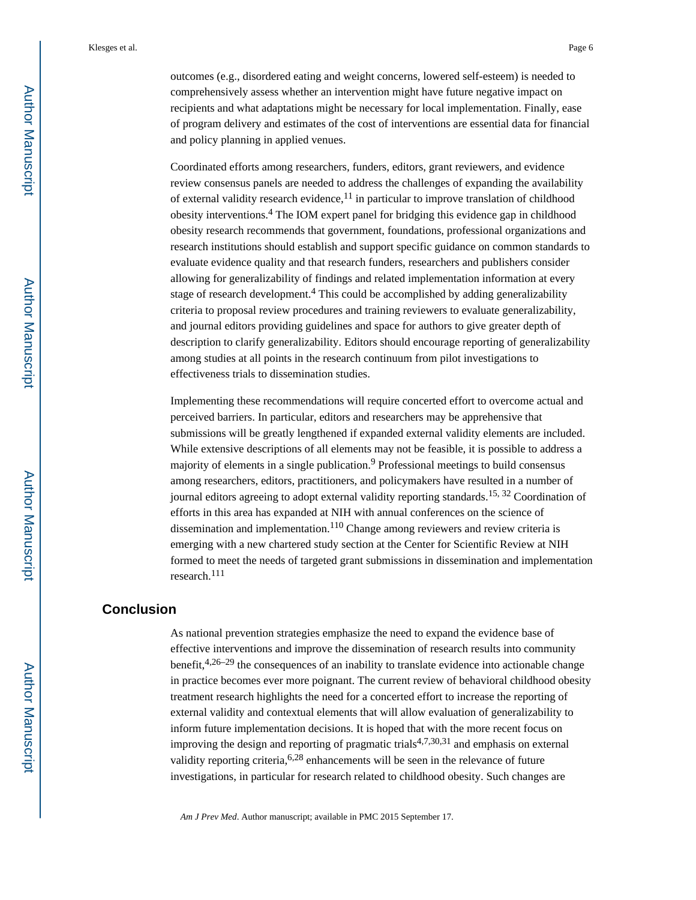outcomes (e.g., disordered eating and weight concerns, lowered self-esteem) is needed to comprehensively assess whether an intervention might have future negative impact on recipients and what adaptations might be necessary for local implementation. Finally, ease of program delivery and estimates of the cost of interventions are essential data for financial and policy planning in applied venues.

Coordinated efforts among researchers, funders, editors, grant reviewers, and evidence review consensus panels are needed to address the challenges of expanding the availability of external validity research evidence,[11] in particular to improve translation of childhood obesity interventions.[4] The IOM expert panel for bridging this evidence gap in childhood obesity research recommends that government, foundations, professional organizations and research institutions should establish and support specific guidance on common standards to evaluate evidence quality and that research funders, researchers and publishers consider allowing for generalizability of findings and related implementation information at every stage of research development.[4] This could be accomplished by adding generalizability criteria to proposal review procedures and training reviewers to evaluate generalizability, and journal editors providing guidelines and space for authors to give greater depth of description to clarify generalizability. Editors should encourage reporting of generalizability among studies at all points in the research continuum from pilot investigations to effectiveness trials to dissemination studies.

Implementing these recommendations will require concerted effort to overcome actual and perceived barriers. In particular, editors and researchers may be apprehensive that submissions will be greatly lengthened if expanded external validity elements are included. While extensive descriptions of all elements may not be feasible, it is possible to address a majority of elements in a single publication.[9] Professional meetings to build consensus among researchers, editors, practitioners, and policymakers have resulted in a number of journal editors agreeing to adopt external validity reporting standards.[15, 32] Coordination of efforts in this area has expanded at NIH with annual conferences on the science of dissemination and implementation.[110] Change among reviewers and review criteria is emerging with a new chartered study section at the Center for Scientific Review at NIH formed to meet the needs of targeted grant submissions in dissemination and implementation research.[111]

## Conclusion

As national prevention strategies emphasize the need to expand the evidence base of effective interventions and improve the dissemination of research results into community benefit,[4,26–29] the consequences of an inability to translate evidence into actionable change in practice becomes ever more poignant. The current review of behavioral childhood obesity treatment research highlights the need for a concerted effort to increase the reporting of external validity and contextual elements that will allow evaluation of generalizability to inform future implementation decisions. It is hoped that with the more recent focus on improving the design and reporting of pragmatic trials[4,7,30,31] and emphasis on external validity reporting criteria,[6,28] enhancements will be seen in the relevance of future investigations, in particular for research related to childhood obesity. Such changes are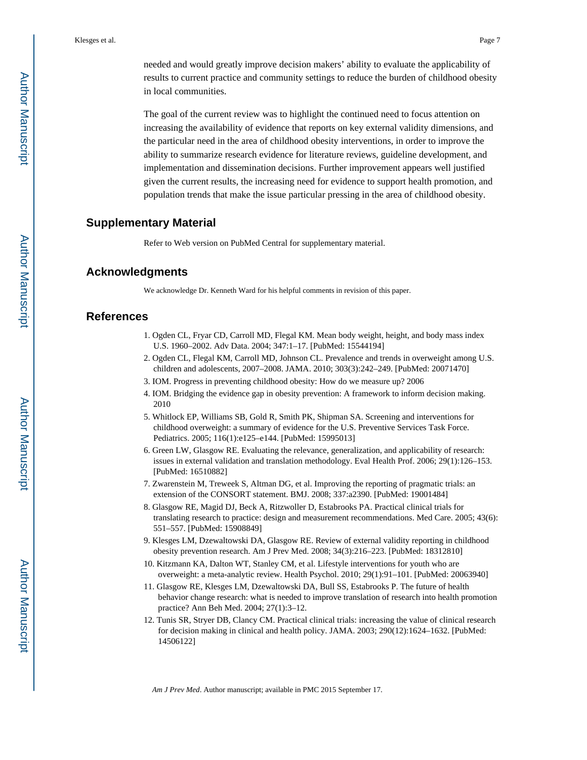needed and would greatly improve decision makers' ability to evaluate the applicability of results to current practice and community settings to reduce the burden of childhood obesity in local communities.

The goal of the current review was to highlight the continued need to focus attention on increasing the availability of evidence that reports on key external validity dimensions, and the particular need in the area of childhood obesity interventions, in order to improve the ability to summarize research evidence for literature reviews, guideline development, and implementation and dissemination decisions. Further improvement appears well justified given the current results, the increasing need for evidence to support health promotion, and population trends that make the issue particular pressing in the area of childhood obesity.

## Supplementary Material

Refer to Web version on PubMed Central for supplementary material.

## Acknowledgments

We acknowledge Dr. Kenneth Ward for his helpful comments in revision of this paper.

## References

1. Ogden CL, Fryar CD, Carroll MD, Flegal KM. Mean body weight, height, and body mass index U.S. 1960–2002. Adv Data. 2004; 347:1–17. [PubMed: 15544194]
2. Ogden CL, Flegal KM, Carroll MD, Johnson CL. Prevalence and trends in overweight among U.S. children and adolescents, 2007–2008. JAMA. 2010; 303(3):242–249. [PubMed: 20071470]
3. IOM. Progress in preventing childhood obesity: How do we measure up? 2006
4. IOM. Bridging the evidence gap in obesity prevention: A framework to inform decision making. 2010
5. Whitlock EP, Williams SB, Gold R, Smith PK, Shipman SA. Screening and interventions for childhood overweight: a summary of evidence for the U.S. Preventive Services Task Force. Pediatrics. 2005; 116(1):e125–e144. [PubMed: 15995013]
6. Green LW, Glasgow RE. Evaluating the relevance, generalization, and applicability of research: issues in external validation and translation methodology. Eval Health Prof. 2006; 29(1):126–153. [PubMed: 16510882]
7. Zwarenstein M, Treweek S, Altman DG, et al. Improving the reporting of pragmatic trials: an extension of the CONSORT statement. BMJ. 2008; 337:a2390. [PubMed: 19001484]
8. Glasgow RE, Magid DJ, Beck A, Ritzwoller D, Estabrooks PA. Practical clinical trials for translating research to practice: design and measurement recommendations. Med Care. 2005; 43(6): 551–557. [PubMed: 15908849]
9. Klesges LM, Dzewaltowski DA, Glasgow RE. Review of external validity reporting in childhood obesity prevention research. Am J Prev Med. 2008; 34(3):216–223. [PubMed: 18312810]
10. Kitzmann KA, Dalton WT, Stanley CM, et al. Lifestyle interventions for youth who are overweight: a meta-analytic review. Health Psychol. 2010; 29(1):91–101. [PubMed: 20063940]
11. Glasgow RE, Klesges LM, Dzewaltowski DA, Bull SS, Estabrooks P. The future of health behavior change research: what is needed to improve translation of research into health promotion practice? Ann Beh Med. 2004; 27(1):3–12.
12. Tunis SR, Stryer DB, Clancy CM. Practical clinical trials: increasing the value of clinical research for decision making in clinical and health policy. JAMA. 2003; 290(12):1624–1632. [PubMed: 14506122]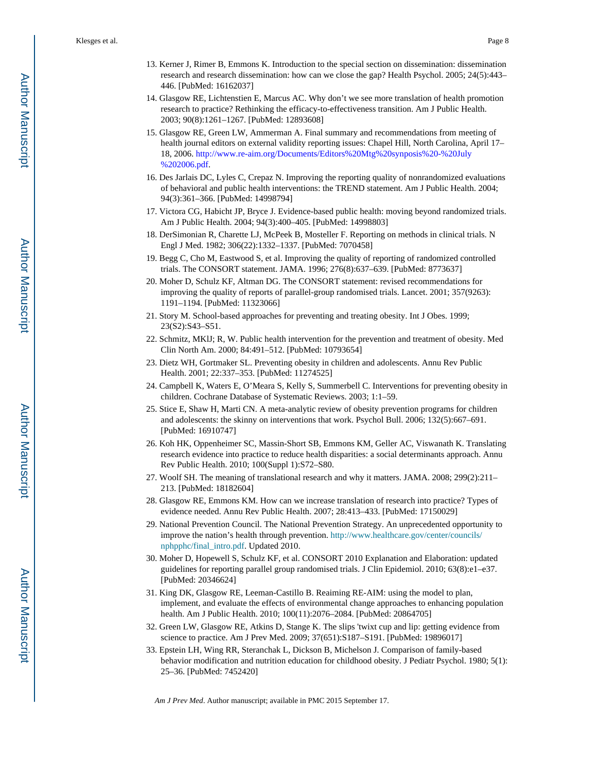13. Kerner J, Rimer B, Emmons K. Introduction to the special section on dissemination: dissemination research and research dissemination: how can we close the gap? Health Psychol. 2005; 24(5):443–446. [PubMed: 16162037]
14. Glasgow RE, Lichtenstien E, Marcus AC. Why don't we see more translation of health promotion research to practice? Rethinking the efficacy-to-effectiveness transition. Am J Public Health. 2003; 90(8):1261–1267. [PubMed: 12893608]
15. Glasgow RE, Green LW, Ammerman A. Final summary and recommendations from meeting of health journal editors on external validity reporting issues: Chapel Hill, North Carolina, April 17–18, 2006. http://www.re-aim.org/Documents/Editors%20Mtg%20synposis%20-%20July%202006.pdf.
16. Des Jarlais DC, Lyles C, Crepaz N. Improving the reporting quality of nonrandomized evaluations of behavioral and public health interventions: the TREND statement. Am J Public Health. 2004; 94(3):361–366. [PubMed: 14998794]
17. Victora CG, Habicht JP, Bryce J. Evidence-based public health: moving beyond randomized trials. Am J Public Health. 2004; 94(3):400–405. [PubMed: 14998803]
18. DerSimonian R, Charette LJ, McPeek B, Mosteller F. Reporting on methods in clinical trials. N Engl J Med. 1982; 306(22):1332–1337. [PubMed: 7070458]
19. Begg C, Cho M, Eastwood S, et al. Improving the quality of reporting of randomized controlled trials. The CONSORT statement. JAMA. 1996; 276(8):637–639. [PubMed: 8773637]
20. Moher D, Schulz KF, Altman DG. The CONSORT statement: revised recommendations for improving the quality of reports of parallel-group randomised trials. Lancet. 2001; 357(9263): 1191–1194. [PubMed: 11323066]
21. Story M. School-based approaches for preventing and treating obesity. Int J Obes. 1999; 23(S2):S43–S51.
22. Schmitz, MKlJ; R, W. Public health intervention for the prevention and treatment of obesity. Med Clin North Am. 2000; 84:491–512. [PubMed: 10793654]
23. Dietz WH, Gortmaker SL. Preventing obesity in children and adolescents. Annu Rev Public Health. 2001; 22:337–353. [PubMed: 11274525]
24. Campbell K, Waters E, O'Meara S, Kelly S, Summerbell C. Interventions for preventing obesity in children. Cochrane Database of Systematic Reviews. 2003; 1:1–59.
25. Stice E, Shaw H, Marti CN. A meta-analytic review of obesity prevention programs for children and adolescents: the skinny on interventions that work. Psychol Bull. 2006; 132(5):667–691. [PubMed: 16910747]
26. Koh HK, Oppenheimer SC, Massin-Short SB, Emmons KM, Geller AC, Viswanath K. Translating research evidence into practice to reduce health disparities: a social determinants approach. Annu Rev Public Health. 2010; 100(Suppl 1):S72–S80.
27. Woolf SH. The meaning of translational research and why it matters. JAMA. 2008; 299(2):211–213. [PubMed: 18182604]
28. Glasgow RE, Emmons KM. How can we increase translation of research into practice? Types of evidence needed. Annu Rev Public Health. 2007; 28:413–433. [PubMed: 17150029]
29. National Prevention Council. The National Prevention Strategy. An unprecedented opportunity to improve the nation's health through prevention. http://www.healthcare.gov/center/councils/nphpphc/final_intro.pdf. Updated 2010.
30. Moher D, Hopewell S, Schulz KF, et al. CONSORT 2010 Explanation and Elaboration: updated guidelines for reporting parallel group randomised trials. J Clin Epidemiol. 2010; 63(8):e1–e37. [PubMed: 20346624]
31. King DK, Glasgow RE, Leeman-Castillo B. Reaiming RE-AIM: using the model to plan, implement, and evaluate the effects of environmental change approaches to enhancing population health. Am J Public Health. 2010; 100(11):2076–2084. [PubMed: 20864705]
32. Green LW, Glasgow RE, Atkins D, Stange K. The slips 'twixt cup and lip: getting evidence from science to practice. Am J Prev Med. 2009; 37(651):S187–S191. [PubMed: 19896017]
33. Epstein LH, Wing RR, Steranchak L, Dickson B, Michelson J. Comparison of family-based behavior modification and nutrition education for childhood obesity. J Pediatr Psychol. 1980; 5(1): 25–36. [PubMed: 7452420]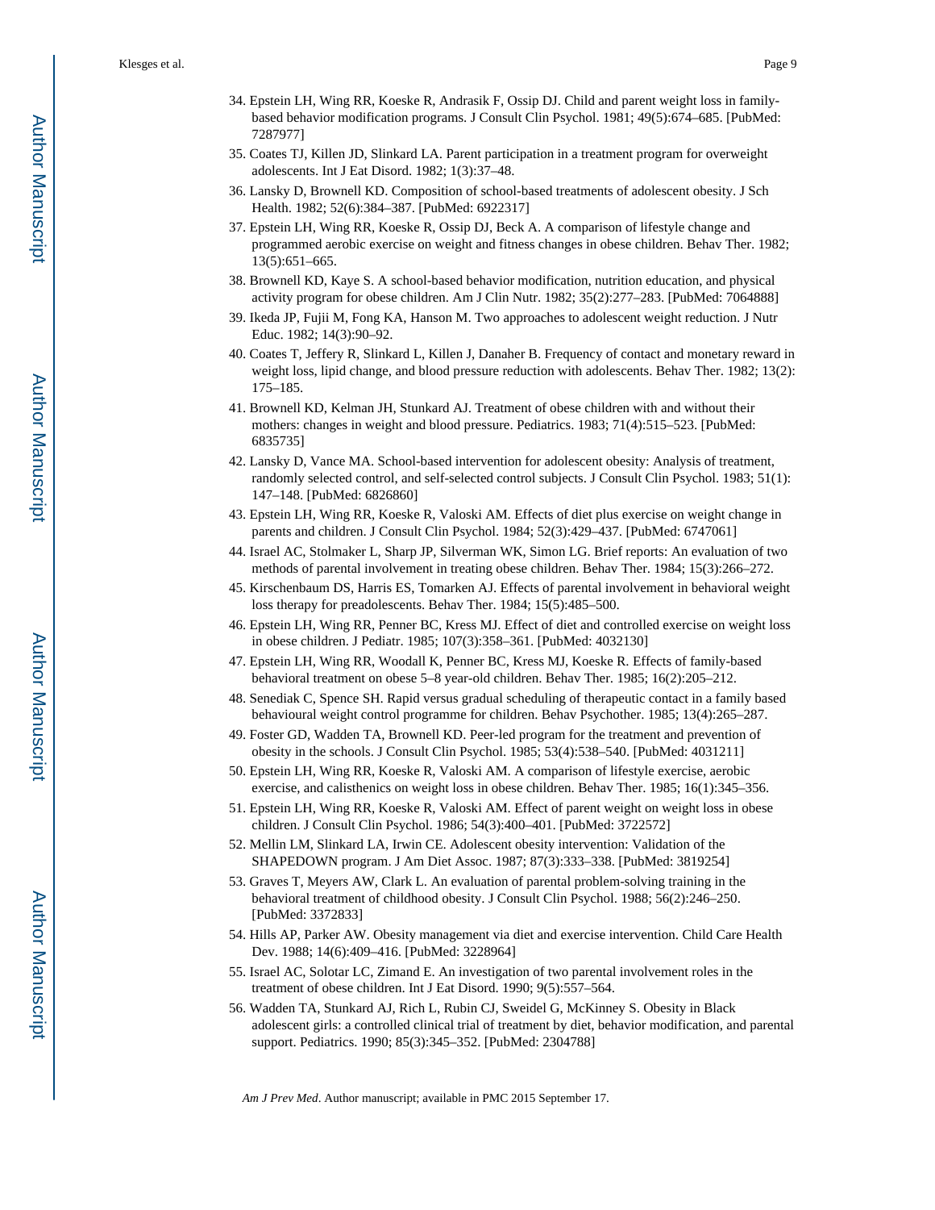34. Epstein LH, Wing RR, Koeske R, Andrasik F, Ossip DJ. Child and parent weight loss in family-based behavior modification programs. J Consult Clin Psychol. 1981; 49(5):674–685. [PubMed: 7287977]
35. Coates TJ, Killen JD, Slinkard LA. Parent participation in a treatment program for overweight adolescents. Int J Eat Disord. 1982; 1(3):37–48.
36. Lansky D, Brownell KD. Composition of school-based treatments of adolescent obesity. J Sch Health. 1982; 52(6):384–387. [PubMed: 6922317]
37. Epstein LH, Wing RR, Koeske R, Ossip DJ, Beck A. A comparison of lifestyle change and programmed aerobic exercise on weight and fitness changes in obese children. Behav Ther. 1982; 13(5):651–665.
38. Brownell KD, Kaye S. A school-based behavior modification, nutrition education, and physical activity program for obese children. Am J Clin Nutr. 1982; 35(2):277–283. [PubMed: 7064888]
39. Ikeda JP, Fujii M, Fong KA, Hanson M. Two approaches to adolescent weight reduction. J Nutr Educ. 1982; 14(3):90–92.
40. Coates T, Jeffery R, Slinkard L, Killen J, Danaher B. Frequency of contact and monetary reward in weight loss, lipid change, and blood pressure reduction with adolescents. Behav Ther. 1982; 13(2): 175–185.
41. Brownell KD, Kelman JH, Stunkard AJ. Treatment of obese children with and without their mothers: changes in weight and blood pressure. Pediatrics. 1983; 71(4):515–523. [PubMed: 6835735]
42. Lansky D, Vance MA. School-based intervention for adolescent obesity: Analysis of treatment, randomly selected control, and self-selected control subjects. J Consult Clin Psychol. 1983; 51(1): 147–148. [PubMed: 6826860]
43. Epstein LH, Wing RR, Koeske R, Valoski AM. Effects of diet plus exercise on weight change in parents and children. J Consult Clin Psychol. 1984; 52(3):429–437. [PubMed: 6747061]
44. Israel AC, Stolmaker L, Sharp JP, Silverman WK, Simon LG. Brief reports: An evaluation of two methods of parental involvement in treating obese children. Behav Ther. 1984; 15(3):266–272.
45. Kirschenbaum DS, Harris ES, Tomarken AJ. Effects of parental involvement in behavioral weight loss therapy for preadolescents. Behav Ther. 1984; 15(5):485–500.
46. Epstein LH, Wing RR, Penner BC, Kress MJ. Effect of diet and controlled exercise on weight loss in obese children. J Pediatr. 1985; 107(3):358–361. [PubMed: 4032130]
47. Epstein LH, Wing RR, Woodall K, Penner BC, Kress MJ, Koeske R. Effects of family-based behavioral treatment on obese 5–8 year-old children. Behav Ther. 1985; 16(2):205–212.
48. Senediak C, Spence SH. Rapid versus gradual scheduling of therapeutic contact in a family based behavioural weight control programme for children. Behav Psychother. 1985; 13(4):265–287.
49. Foster GD, Wadden TA, Brownell KD. Peer-led program for the treatment and prevention of obesity in the schools. J Consult Clin Psychol. 1985; 53(4):538–540. [PubMed: 4031211]
50. Epstein LH, Wing RR, Koeske R, Valoski AM. A comparison of lifestyle exercise, aerobic exercise, and calisthenics on weight loss in obese children. Behav Ther. 1985; 16(1):345–356.
51. Epstein LH, Wing RR, Koeske R, Valoski AM. Effect of parent weight on weight loss in obese children. J Consult Clin Psychol. 1986; 54(3):400–401. [PubMed: 3722572]
52. Mellin LM, Slinkard LA, Irwin CE. Adolescent obesity intervention: Validation of the SHAPEDOWN program. J Am Diet Assoc. 1987; 87(3):333–338. [PubMed: 3819254]
53. Graves T, Meyers AW, Clark L. An evaluation of parental problem-solving training in the behavioral treatment of childhood obesity. J Consult Clin Psychol. 1988; 56(2):246–250. [PubMed: 3372833]
54. Hills AP, Parker AW. Obesity management via diet and exercise intervention. Child Care Health Dev. 1988; 14(6):409–416. [PubMed: 3228964]
55. Israel AC, Solotar LC, Zimand E. An investigation of two parental involvement roles in the treatment of obese children. Int J Eat Disord. 1990; 9(5):557–564.
56. Wadden TA, Stunkard AJ, Rich L, Rubin CJ, Sweidel G, McKinney S. Obesity in Black adolescent girls: a controlled clinical trial of treatment by diet, behavior modification, and parental support. Pediatrics. 1990; 85(3):345–352. [PubMed: 2304788]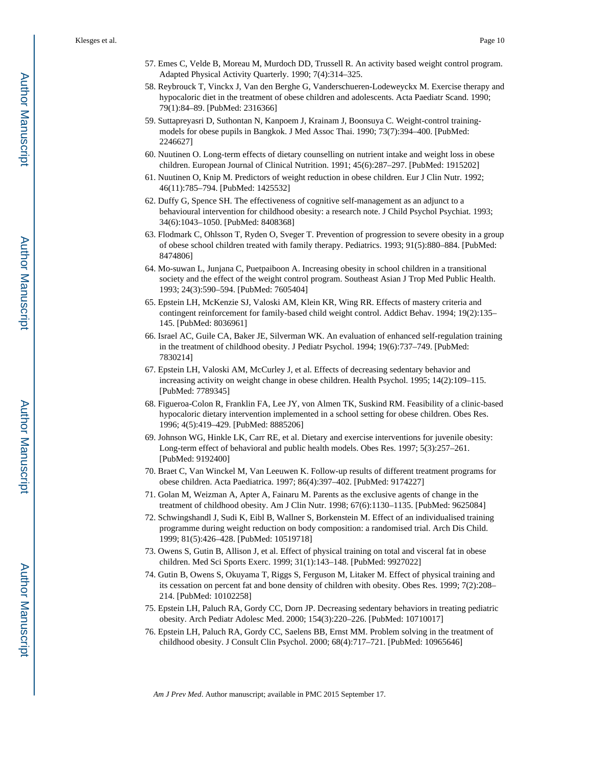57. Emes C, Velde B, Moreau M, Murdoch DD, Trussell R. An activity based weight control program. Adapted Physical Activity Quarterly. 1990; 7(4):314–325.
58. Reybrouck T, Vinckx J, Van den Berghe G, Vanderschueren-Lodeweyckx M. Exercise therapy and hypocaloric diet in the treatment of obese children and adolescents. Acta Paediatr Scand. 1990; 79(1):84–89. [PubMed: 2316366]
59. Suttapreyasri D, Suthontan N, Kanpoem J, Krainam J, Boonsuya C. Weight-control training-models for obese pupils in Bangkok. J Med Assoc Thai. 1990; 73(7):394–400. [PubMed: 2246627]
60. Nuutinen O. Long-term effects of dietary counselling on nutrient intake and weight loss in obese children. European Journal of Clinical Nutrition. 1991; 45(6):287–297. [PubMed: 1915202]
61. Nuutinen O, Knip M. Predictors of weight reduction in obese children. Eur J Clin Nutr. 1992; 46(11):785–794. [PubMed: 1425532]
62. Duffy G, Spence SH. The effectiveness of cognitive self-management as an adjunct to a behavioural intervention for childhood obesity: a research note. J Child Psychol Psychiat. 1993; 34(6):1043–1050. [PubMed: 8408368]
63. Flodmark C, Ohlsson T, Ryden O, Sveger T. Prevention of progression to severe obesity in a group of obese school children treated with family therapy. Pediatrics. 1993; 91(5):880–884. [PubMed: 8474806]
64. Mo-suwan L, Junjana C, Puetpaiboon A. Increasing obesity in school children in a transitional society and the effect of the weight control program. Southeast Asian J Trop Med Public Health. 1993; 24(3):590–594. [PubMed: 7605404]
65. Epstein LH, McKenzie SJ, Valoski AM, Klein KR, Wing RR. Effects of mastery criteria and contingent reinforcement for family-based child weight control. Addict Behav. 1994; 19(2):135–145. [PubMed: 8036961]
66. Israel AC, Guile CA, Baker JE, Silverman WK. An evaluation of enhanced self-regulation training in the treatment of childhood obesity. J Pediatr Psychol. 1994; 19(6):737–749. [PubMed: 7830214]
67. Epstein LH, Valoski AM, McCurley J, et al. Effects of decreasing sedentary behavior and increasing activity on weight change in obese children. Health Psychol. 1995; 14(2):109–115. [PubMed: 7789345]
68. Figueroa-Colon R, Franklin FA, Lee JY, von Almen TK, Suskind RM. Feasibility of a clinic-based hypocaloric dietary intervention implemented in a school setting for obese children. Obes Res. 1996; 4(5):419–429. [PubMed: 8885206]
69. Johnson WG, Hinkle LK, Carr RE, et al. Dietary and exercise interventions for juvenile obesity: Long-term effect of behavioral and public health models. Obes Res. 1997; 5(3):257–261. [PubMed: 9192400]
70. Braet C, Van Winckel M, Van Leeuwen K. Follow-up results of different treatment programs for obese children. Acta Paediatrica. 1997; 86(4):397–402. [PubMed: 9174227]
71. Golan M, Weizman A, Apter A, Fainaru M. Parents as the exclusive agents of change in the treatment of childhood obesity. Am J Clin Nutr. 1998; 67(6):1130–1135. [PubMed: 9625084]
72. Schwingshandl J, Sudi K, Eibl B, Wallner S, Borkenstein M. Effect of an individualised training programme during weight reduction on body composition: a randomised trial. Arch Dis Child. 1999; 81(5):426–428. [PubMed: 10519718]
73. Owens S, Gutin B, Allison J, et al. Effect of physical training on total and visceral fat in obese children. Med Sci Sports Exerc. 1999; 31(1):143–148. [PubMed: 9927022]
74. Gutin B, Owens S, Okuyama T, Riggs S, Ferguson M, Litaker M. Effect of physical training and its cessation on percent fat and bone density of children with obesity. Obes Res. 1999; 7(2):208–214. [PubMed: 10102258]
75. Epstein LH, Paluch RA, Gordy CC, Dorn JP. Decreasing sedentary behaviors in treating pediatric obesity. Arch Pediatr Adolesc Med. 2000; 154(3):220–226. [PubMed: 10710017]
76. Epstein LH, Paluch RA, Gordy CC, Saelens BB, Ernst MM. Problem solving in the treatment of childhood obesity. J Consult Clin Psychol. 2000; 68(4):717–721. [PubMed: 10965646]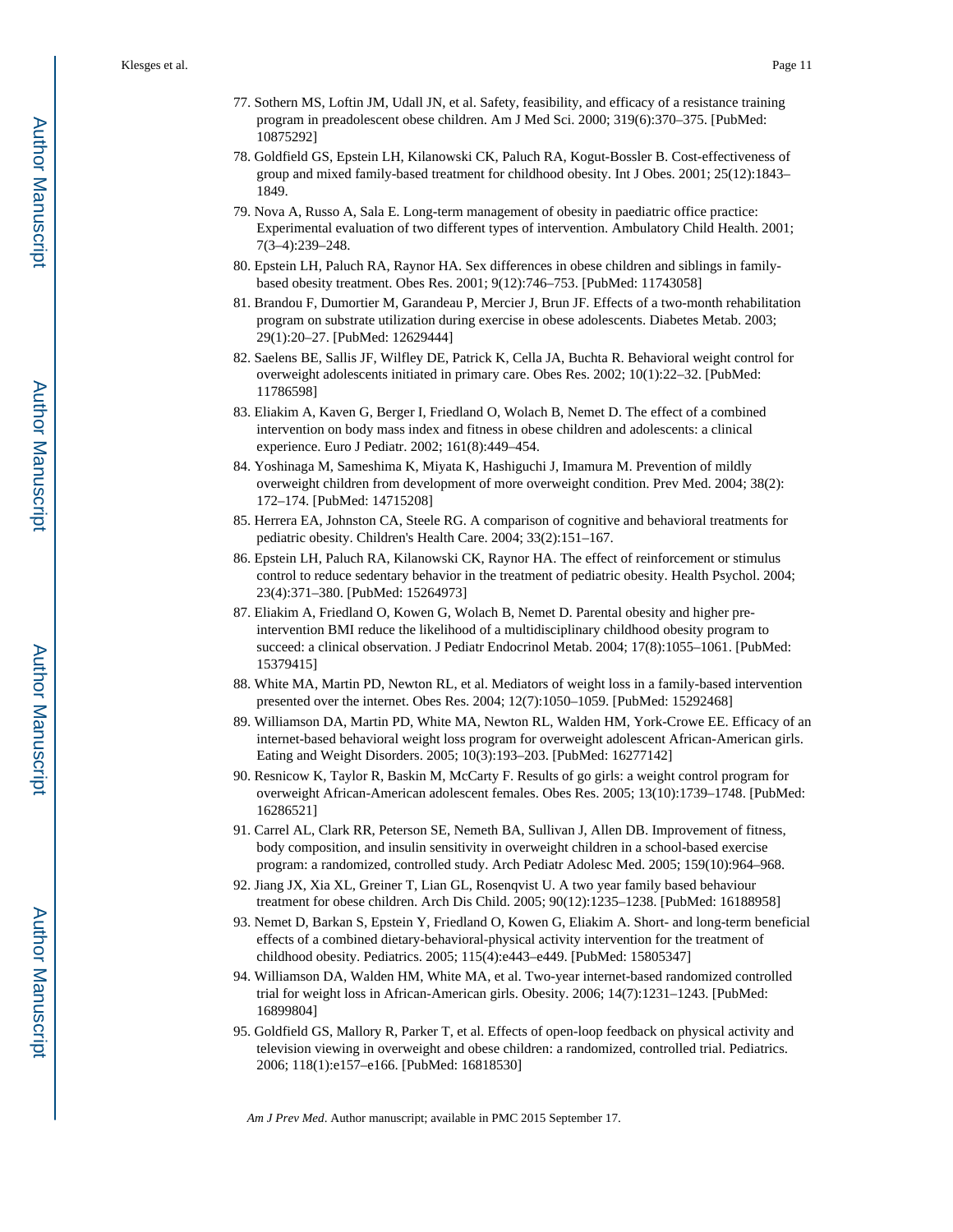77. Sothern MS, Loftin JM, Udall JN, et al. Safety, feasibility, and efficacy of a resistance training program in preadolescent obese children. Am J Med Sci. 2000; 319(6):370–375. [PubMed: 10875292]
78. Goldfield GS, Epstein LH, Kilanowski CK, Paluch RA, Kogut-Bossler B. Cost-effectiveness of group and mixed family-based treatment for childhood obesity. Int J Obes. 2001; 25(12):1843–1849.
79. Nova A, Russo A, Sala E. Long-term management of obesity in paediatric office practice: Experimental evaluation of two different types of intervention. Ambulatory Child Health. 2001; 7(3–4):239–248.
80. Epstein LH, Paluch RA, Raynor HA. Sex differences in obese children and siblings in family-based obesity treatment. Obes Res. 2001; 9(12):746–753. [PubMed: 11743058]
81. Brandou F, Dumortier M, Garandeau P, Mercier J, Brun JF. Effects of a two-month rehabilitation program on substrate utilization during exercise in obese adolescents. Diabetes Metab. 2003; 29(1):20–27. [PubMed: 12629444]
82. Saelens BE, Sallis JF, Wilfley DE, Patrick K, Cella JA, Buchta R. Behavioral weight control for overweight adolescents initiated in primary care. Obes Res. 2002; 10(1):22–32. [PubMed: 11786598]
83. Eliakim A, Kaven G, Berger I, Friedland O, Wolach B, Nemet D. The effect of a combined intervention on body mass index and fitness in obese children and adolescents: a clinical experience. Euro J Pediatr. 2002; 161(8):449–454.
84. Yoshinaga M, Sameshima K, Miyata K, Hashiguchi J, Imamura M. Prevention of mildly overweight children from development of more overweight condition. Prev Med. 2004; 38(2): 172–174. [PubMed: 14715208]
85. Herrera EA, Johnston CA, Steele RG. A comparison of cognitive and behavioral treatments for pediatric obesity. Children's Health Care. 2004; 33(2):151–167.
86. Epstein LH, Paluch RA, Kilanowski CK, Raynor HA. The effect of reinforcement or stimulus control to reduce sedentary behavior in the treatment of pediatric obesity. Health Psychol. 2004; 23(4):371–380. [PubMed: 15264973]
87. Eliakim A, Friedland O, Kowen G, Wolach B, Nemet D. Parental obesity and higher pre-intervention BMI reduce the likelihood of a multidisciplinary childhood obesity program to succeed: a clinical observation. J Pediatr Endocrinol Metab. 2004; 17(8):1055–1061. [PubMed: 15379415]
88. White MA, Martin PD, Newton RL, et al. Mediators of weight loss in a family-based intervention presented over the internet. Obes Res. 2004; 12(7):1050–1059. [PubMed: 15292468]
89. Williamson DA, Martin PD, White MA, Newton RL, Walden HM, York-Crowe EE. Efficacy of an internet-based behavioral weight loss program for overweight adolescent African-American girls. Eating and Weight Disorders. 2005; 10(3):193–203. [PubMed: 16277142]
90. Resnicow K, Taylor R, Baskin M, McCarty F. Results of go girls: a weight control program for overweight African-American adolescent females. Obes Res. 2005; 13(10):1739–1748. [PubMed: 16286521]
91. Carrel AL, Clark RR, Peterson SE, Nemeth BA, Sullivan J, Allen DB. Improvement of fitness, body composition, and insulin sensitivity in overweight children in a school-based exercise program: a randomized, controlled study. Arch Pediatr Adolesc Med. 2005; 159(10):964–968.
92. Jiang JX, Xia XL, Greiner T, Lian GL, Rosenqvist U. A two year family based behaviour treatment for obese children. Arch Dis Child. 2005; 90(12):1235–1238. [PubMed: 16188958]
93. Nemet D, Barkan S, Epstein Y, Friedland O, Kowen G, Eliakim A. Short- and long-term beneficial effects of a combined dietary-behavioral-physical activity intervention for the treatment of childhood obesity. Pediatrics. 2005; 115(4):e443–e449. [PubMed: 15805347]
94. Williamson DA, Walden HM, White MA, et al. Two-year internet-based randomized controlled trial for weight loss in African-American girls. Obesity. 2006; 14(7):1231–1243. [PubMed: 16899804]
95. Goldfield GS, Mallory R, Parker T, et al. Effects of open-loop feedback on physical activity and television viewing in overweight and obese children: a randomized, controlled trial. Pediatrics. 2006; 118(1):e157–e166. [PubMed: 16818530]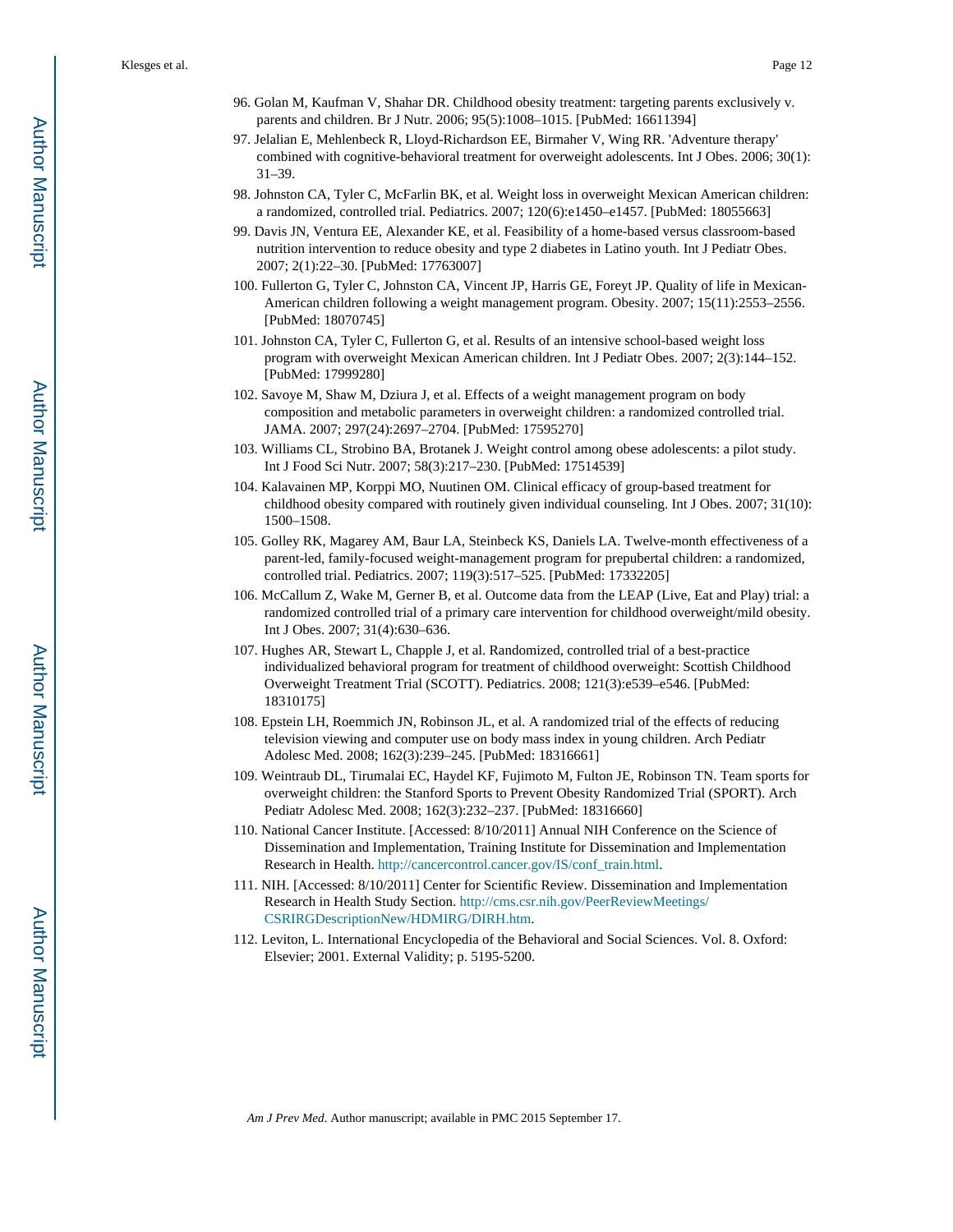96. Golan M, Kaufman V, Shahar DR. Childhood obesity treatment: targeting parents exclusively v. parents and children. Br J Nutr. 2006; 95(5):1008–1015. [PubMed: 16611394]
97. Jelalian E, Mehlenbeck R, Lloyd-Richardson EE, Birmaher V, Wing RR. 'Adventure therapy' combined with cognitive-behavioral treatment for overweight adolescents. Int J Obes. 2006; 30(1): 31–39.
98. Johnston CA, Tyler C, McFarlin BK, et al. Weight loss in overweight Mexican American children: a randomized, controlled trial. Pediatrics. 2007; 120(6):e1450–e1457. [PubMed: 18055663]
99. Davis JN, Ventura EE, Alexander KE, et al. Feasibility of a home-based versus classroom-based nutrition intervention to reduce obesity and type 2 diabetes in Latino youth. Int J Pediatr Obes. 2007; 2(1):22–30. [PubMed: 17763007]
100. Fullerton G, Tyler C, Johnston CA, Vincent JP, Harris GE, Foreyt JP. Quality of life in Mexican-American children following a weight management program. Obesity. 2007; 15(11):2553–2556. [PubMed: 18070745]
101. Johnston CA, Tyler C, Fullerton G, et al. Results of an intensive school-based weight loss program with overweight Mexican American children. Int J Pediatr Obes. 2007; 2(3):144–152. [PubMed: 17999280]
102. Savoye M, Shaw M, Dziura J, et al. Effects of a weight management program on body composition and metabolic parameters in overweight children: a randomized controlled trial. JAMA. 2007; 297(24):2697–2704. [PubMed: 17595270]
103. Williams CL, Strobino BA, Brotanek J. Weight control among obese adolescents: a pilot study. Int J Food Sci Nutr. 2007; 58(3):217–230. [PubMed: 17514539]
104. Kalavainen MP, Korppi MO, Nuutinen OM. Clinical efficacy of group-based treatment for childhood obesity compared with routinely given individual counseling. Int J Obes. 2007; 31(10): 1500–1508.
105. Golley RK, Magarey AM, Baur LA, Steinbeck KS, Daniels LA. Twelve-month effectiveness of a parent-led, family-focused weight-management program for prepubertal children: a randomized, controlled trial. Pediatrics. 2007; 119(3):517–525. [PubMed: 17332205]
106. McCallum Z, Wake M, Gerner B, et al. Outcome data from the LEAP (Live, Eat and Play) trial: a randomized controlled trial of a primary care intervention for childhood overweight/mild obesity. Int J Obes. 2007; 31(4):630–636.
107. Hughes AR, Stewart L, Chapple J, et al. Randomized, controlled trial of a best-practice individualized behavioral program for treatment of childhood overweight: Scottish Childhood Overweight Treatment Trial (SCOTT). Pediatrics. 2008; 121(3):e539–e546. [PubMed: 18310175]
108. Epstein LH, Roemmich JN, Robinson JL, et al. A randomized trial of the effects of reducing television viewing and computer use on body mass index in young children. Arch Pediatr Adolesc Med. 2008; 162(3):239–245. [PubMed: 18316661]
109. Weintraub DL, Tirumalai EC, Haydel KF, Fujimoto M, Fulton JE, Robinson TN. Team sports for overweight children: the Stanford Sports to Prevent Obesity Randomized Trial (SPORT). Arch Pediatr Adolesc Med. 2008; 162(3):232–237. [PubMed: 18316660]
110. National Cancer Institute. [Accessed: 8/10/2011] Annual NIH Conference on the Science of Dissemination and Implementation, Training Institute for Dissemination and Implementation Research in Health. http://cancercontrol.cancer.gov/IS/conf_train.html.
111. NIH. [Accessed: 8/10/2011] Center for Scientific Review. Dissemination and Implementation Research in Health Study Section. http://cms.csr.nih.gov/PeerReviewMeetings/CSRIRGDescriptionNew/HDMIRG/DIRH.htm.
112. Leviton, L. International Encyclopedia of the Behavioral and Social Sciences. Vol. 8. Oxford: Elsevier; 2001. External Validity; p. 5195-5200.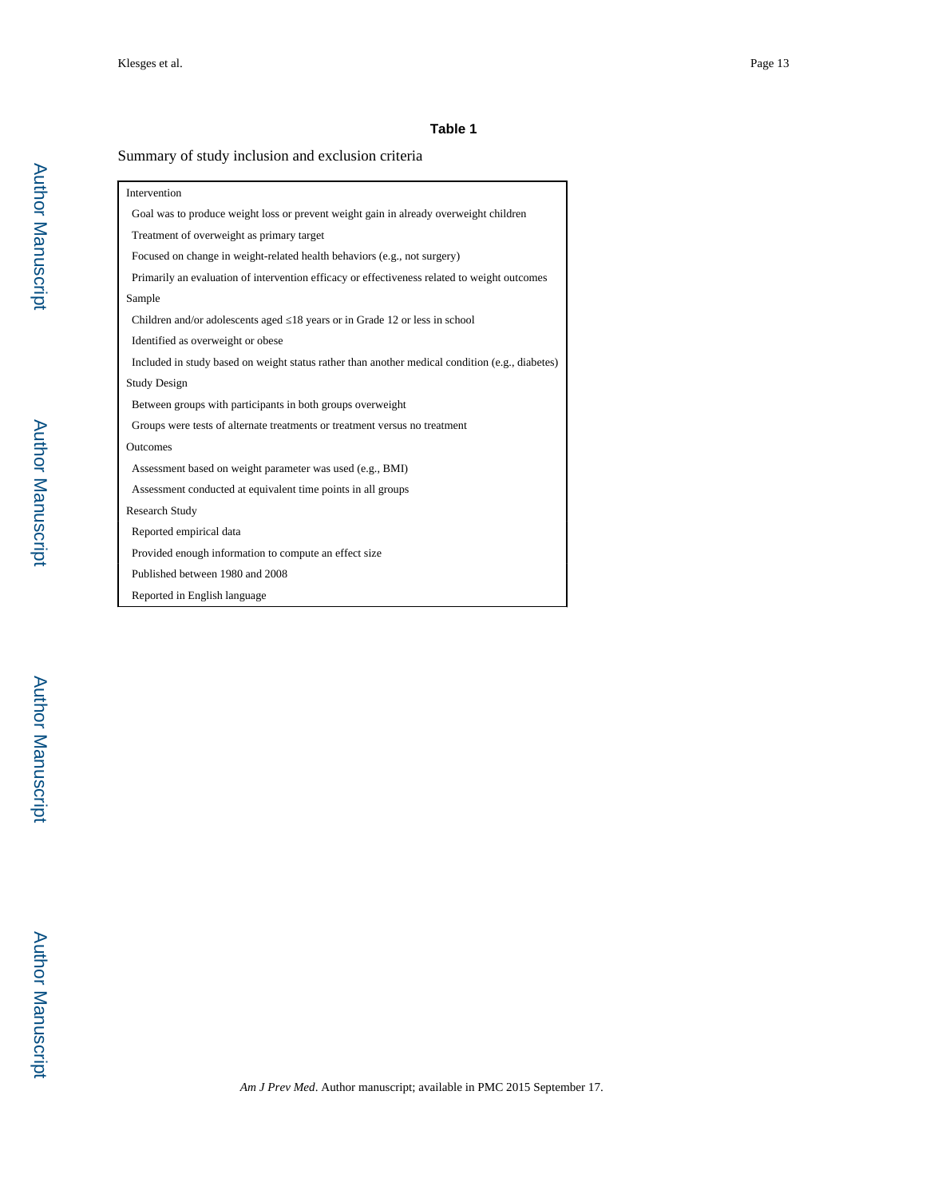**Table 1**

Summary of study inclusion and exclusion criteria

| |
|---|
| Intervention |
| Goal was to produce weight loss or prevent weight gain in already overweight children |
| Treatment of overweight as primary target |
| Focused on change in weight-related health behaviors (e.g., not surgery) |
| Primarily an evaluation of intervention efficacy or effectiveness related to weight outcomes |
| Sample |
| Children and/or adolescents aged ≤18 years or in Grade 12 or less in school |
| Identified as overweight or obese |
| Included in study based on weight status rather than another medical condition (e.g., diabetes) |
| Study Design |
| Between groups with participants in both groups overweight |
| Groups were tests of alternate treatments or treatment versus no treatment |
| Outcomes |
| Assessment based on weight parameter was used (e.g., BMI) |
| Assessment conducted at equivalent time points in all groups |
| Research Study |
| Reported empirical data |
| Provided enough information to compute an effect size |
| Published between 1980 and 2008 |
| Reported in English language |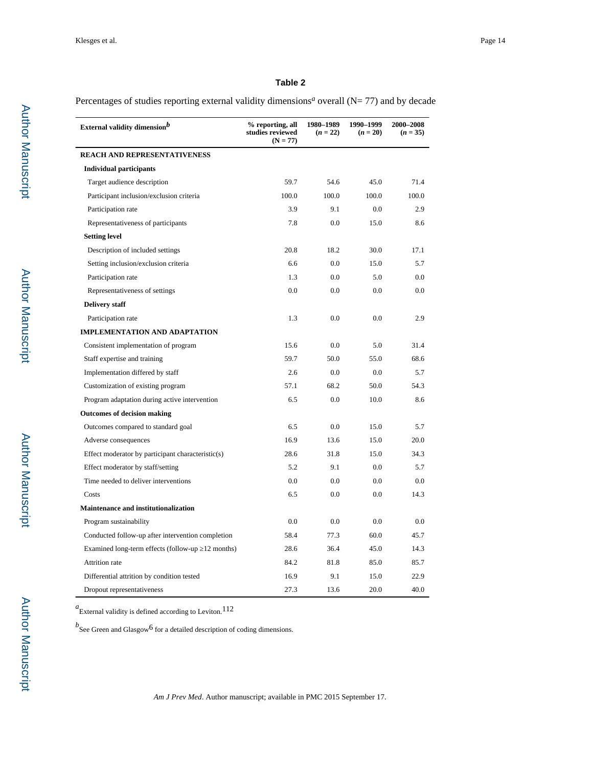## Table 2

Percentages of studies reporting external validity dimensions[a] overall (N= 77) and by decade

| External validity dimension[b] | % reporting, all studies reviewed (N = 77) | 1980–1989 (*n* = 22) | 1990–1999 (*n* = 20) | 2000–2008 (*n* = 35) |
|---|---|---|---|---|
| **REACH AND REPRESENTATIVENESS** | | | | |
| **Individual participants** | | | | |
| Target audience description | 59.7 | 54.6 | 45.0 | 71.4 |
| Participant inclusion/exclusion criteria | 100.0 | 100.0 | 100.0 | 100.0 |
| Participation rate | 3.9 | 9.1 | 0.0 | 2.9 |
| Representativeness of participants | 7.8 | 0.0 | 15.0 | 8.6 |
| **Setting level** | | | | |
| Description of included settings | 20.8 | 18.2 | 30.0 | 17.1 |
| Setting inclusion/exclusion criteria | 6.6 | 0.0 | 15.0 | 5.7 |
| Participation rate | 1.3 | 0.0 | 5.0 | 0.0 |
| Representativeness of settings | 0.0 | 0.0 | 0.0 | 0.0 |
| **Delivery staff** | | | | |
| Participation rate | 1.3 | 0.0 | 0.0 | 2.9 |
| **IMPLEMENTATION AND ADAPTATION** | | | | |
| Consistent implementation of program | 15.6 | 0.0 | 5.0 | 31.4 |
| Staff expertise and training | 59.7 | 50.0 | 55.0 | 68.6 |
| Implementation differed by staff | 2.6 | 0.0 | 0.0 | 5.7 |
| Customization of existing program | 57.1 | 68.2 | 50.0 | 54.3 |
| Program adaptation during active intervention | 6.5 | 0.0 | 10.0 | 8.6 |
| **Outcomes of decision making** | | | | |
| Outcomes compared to standard goal | 6.5 | 0.0 | 15.0 | 5.7 |
| Adverse consequences | 16.9 | 13.6 | 15.0 | 20.0 |
| Effect moderator by participant characteristic(s) | 28.6 | 31.8 | 15.0 | 34.3 |
| Effect moderator by staff/setting | 5.2 | 9.1 | 0.0 | 5.7 |
| Time needed to deliver interventions | 0.0 | 0.0 | 0.0 | 0.0 |
| Costs | 6.5 | 0.0 | 0.0 | 14.3 |
| **Maintenance and institutionalization** | | | | |
| Program sustainability | 0.0 | 0.0 | 0.0 | 0.0 |
| Conducted follow-up after intervention completion | 58.4 | 77.3 | 60.0 | 45.7 |
| Examined long-term effects (follow-up ≥12 months) | 28.6 | 36.4 | 45.0 | 14.3 |
| Attrition rate | 84.2 | 81.8 | 85.0 | 85.7 |
| Differential attrition by condition tested | 16.9 | 9.1 | 15.0 | 22.9 |
| Dropout representativeness | 27.3 | 13.6 | 20.0 | 40.0 |

[a] External validity is defined according to Leviton.[112]

[b] See Green and Glasgow[6] for a detailed description of coding dimensions.